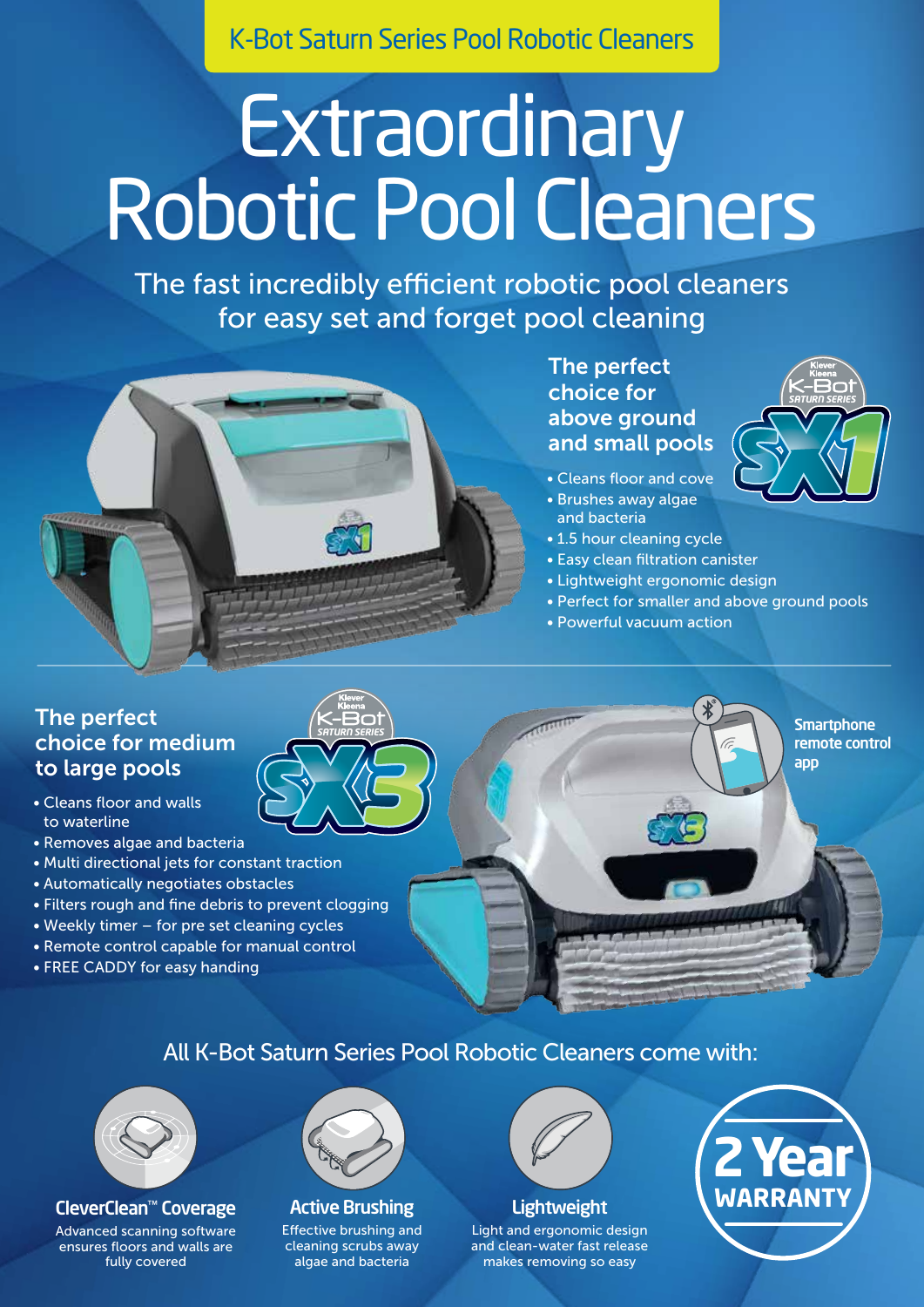K-Bot Saturn Series Pool Robotic Cleaners

# Extraordinary Robotic Pool Cleaners

The fast incredibly efficient robotic pool cleaners for easy set and forget pool cleaning

## The perfect choice for above ground and small pools

Klever Kleena K-Bot SATURN SERIES SX1

- Cleans floor and cove
- Brushes away algae and bacteria
- 1.5 hour cleaning cycle
- Easy clean filtration canister
- Lightweight ergonomic design
- Perfect for smaller and above ground pools
- Powerful vacuum action

## The perfect choice for medium to large pools

Klever Kleena K-Bot SATURN SERIES SX3

- Cleans floor and walls to waterline
- Removes algae and bacteria
- Multi directional jets for constant traction
- Automatically negotiates obstacles
- Filters rough and fine debris to prevent clogging
- Weekly timer – for pre set cleaning cycles
- Remote control capable for manual control
- FREE CADDY for easy handing

Smartphone remote control app

## All K-Bot Saturn Series Pool Robotic Cleaners come with:

**CleverClean™ Coverage**
Advanced scanning software ensures floors and walls are fully covered

**Active Brushing**
Effective brushing and cleaning scrubs away algae and bacteria

**Lightweight**
Light and ergonomic design and clean-water fast release makes removing so easy

**2 Year WARRANTY**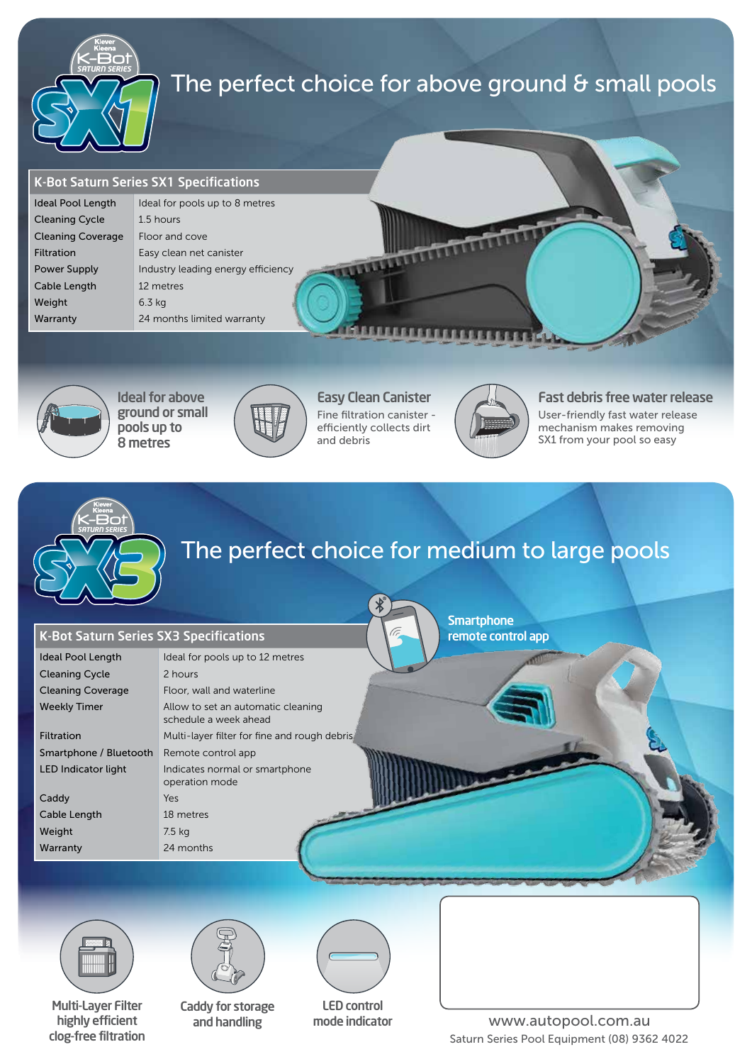# The perfect choice for above ground & small pools

## K-Bot Saturn Series SX1 Specifications

| | |
|---|---|
| Ideal Pool Length | Ideal for pools up to 8 metres |
| Cleaning Cycle | 1.5 hours |
| Cleaning Coverage | Floor and cove |
| Filtration | Easy clean net canister |
| Power Supply | Industry leading energy efficiency |
| Cable Length | 12 metres |
| Weight | 6.3 kg |
| Warranty | 24 months limited warranty |

**Ideal for above ground or small pools up to 8 metres**

**Easy Clean Canister**
Fine filtration canister - efficiently collects dirt and debris

**Fast debris free water release**
User-friendly fast water release mechanism makes removing SX1 from your pool so easy

# The perfect choice for medium to large pools

**Smartphone remote control app**

## K-Bot Saturn Series SX3 Specifications

| | |
|---|---|
| Ideal Pool Length | Ideal for pools up to 12 metres |
| Cleaning Cycle | 2 hours |
| Cleaning Coverage | Floor, wall and waterline |
| Weekly Timer | Allow to set an automatic cleaning schedule a week ahead |
| Filtration | Multi-layer filter for fine and rough debris |
| Smartphone / Bluetooth | Remote control app |
| LED Indicator light | Indicates normal or smartphone operation mode |
| Caddy | Yes |
| Cable Length | 18 metres |
| Weight | 7.5 kg |
| Warranty | 24 months |

**Multi-Layer Filter highly efficient clog-free filtration**

**Caddy for storage and handling**

**LED control mode indicator**

www.autopool.com.au
Saturn Series Pool Equipment (08) 9362 4022